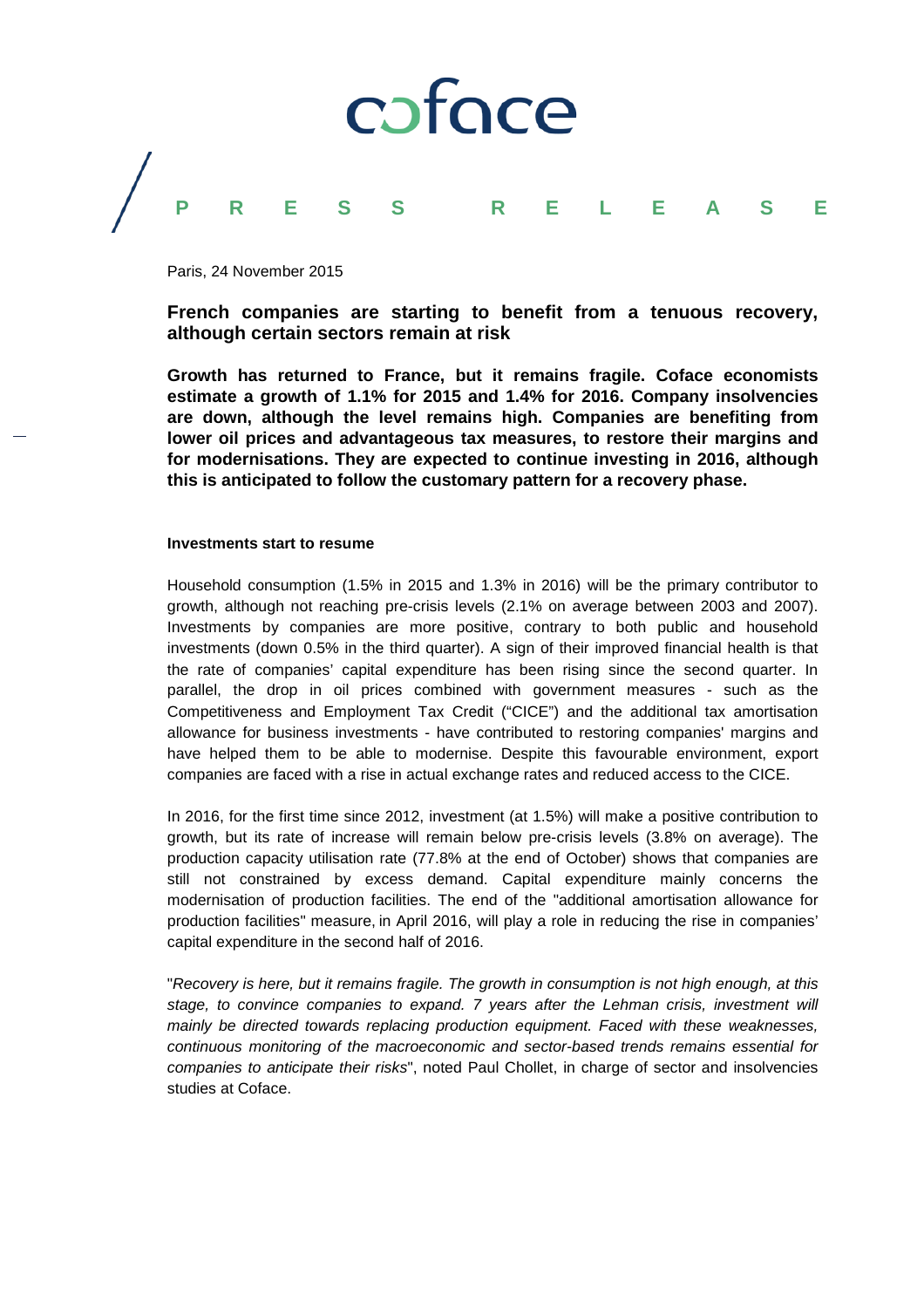coface

**PRESS RELEASE**

Paris, 24 November 2015

# French companies are starting to benefit from a tenuous recovery, although certain sectors remain at risk

**Growth has returned to France, but it remains fragile. Coface economists estimate a growth of 1.1% for 2015 and 1.4% for 2016. Company insolvencies are down, although the level remains high. Companies are benefiting from lower oil prices and advantageous tax measures, to restore their margins and for modernisations. They are expected to continue investing in 2016, although this is anticipated to follow the customary pattern for a recovery phase.**

### Investments start to resume

Household consumption (1.5% in 2015 and 1.3% in 2016) will be the primary contributor to growth, although not reaching pre-crisis levels (2.1% on average between 2003 and 2007). Investments by companies are more positive, contrary to both public and household investments (down 0.5% in the third quarter). A sign of their improved financial health is that the rate of companies' capital expenditure has been rising since the second quarter. In parallel, the drop in oil prices combined with government measures - such as the Competitiveness and Employment Tax Credit ("CICE") and the additional tax amortisation allowance for business investments - have contributed to restoring companies' margins and have helped them to be able to modernise. Despite this favourable environment, export companies are faced with a rise in actual exchange rates and reduced access to the CICE.

In 2016, for the first time since 2012, investment (at 1.5%) will make a positive contribution to growth, but its rate of increase will remain below pre-crisis levels (3.8% on average). The production capacity utilisation rate (77.8% at the end of October) shows that companies are still not constrained by excess demand. Capital expenditure mainly concerns the modernisation of production facilities. The end of the "additional amortisation allowance for production facilities" measure, in April 2016, will play a role in reducing the rise in companies' capital expenditure in the second half of 2016.

"*Recovery is here, but it remains fragile. The growth in consumption is not high enough, at this stage, to convince companies to expand. 7 years after the Lehman crisis, investment will mainly be directed towards replacing production equipment. Faced with these weaknesses, continuous monitoring of the macroeconomic and sector-based trends remains essential for companies to anticipate their risks*", noted Paul Chollet, in charge of sector and insolvencies studies at Coface.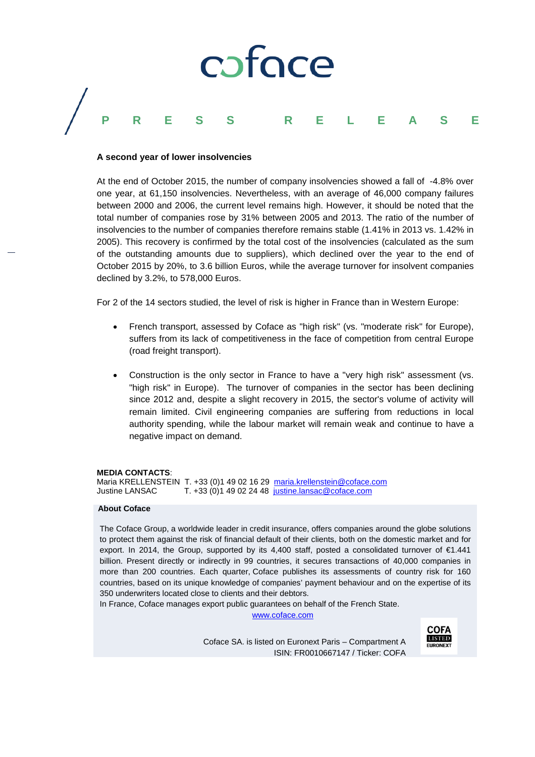### A second year of lower insolvencies

At the end of October 2015, the number of company insolvencies showed a fall of -4.8% over one year, at 61,150 insolvencies. Nevertheless, with an average of 46,000 company failures between 2000 and 2006, the current level remains high. However, it should be noted that the total number of companies rose by 31% between 2005 and 2013. The ratio of the number of insolvencies to the number of companies therefore remains stable (1.41% in 2013 vs. 1.42% in 2005). This recovery is confirmed by the total cost of the insolvencies (calculated as the sum of the outstanding amounts due to suppliers), which declined over the year to the end of October 2015 by 20%, to 3.6 billion Euros, while the average turnover for insolvent companies declined by 3.2%, to 578,000 Euros.

For 2 of the 14 sectors studied, the level of risk is higher in France than in Western Europe:

- French transport, assessed by Coface as "high risk" (vs. "moderate risk" for Europe), suffers from its lack of competitiveness in the face of competition from central Europe (road freight transport).
- Construction is the only sector in France to have a "very high risk" assessment (vs. "high risk" in Europe). The turnover of companies in the sector has been declining since 2012 and, despite a slight recovery in 2015, the sector's volume of activity will remain limited. Civil engineering companies are suffering from reductions in local authority spending, while the labour market will remain weak and continue to have a negative impact on demand.

**MEDIA CONTACTS**:
Maria KRELLENSTEIN T. +33 (0)1 49 02 16 29 maria.krellenstein@coface.com
Justine LANSAC T. +33 (0)1 49 02 24 48 justine.lansac@coface.com

**About Coface**

The Coface Group, a worldwide leader in credit insurance, offers companies around the globe solutions to protect them against the risk of financial default of their clients, both on the domestic market and for export. In 2014, the Group, supported by its 4,400 staff, posted a consolidated turnover of €1.441 billion. Present directly or indirectly in 99 countries, it secures transactions of 40,000 companies in more than 200 countries. Each quarter, Coface publishes its assessments of country risk for 160 countries, based on its unique knowledge of companies' payment behaviour and on the expertise of its 350 underwriters located close to clients and their debtors.
In France, Coface manages export public guarantees on behalf of the French State.

www.coface.com

Coface SA. is listed on Euronext Paris – Compartment A
ISIN: FR0010667147 / Ticker: COFA